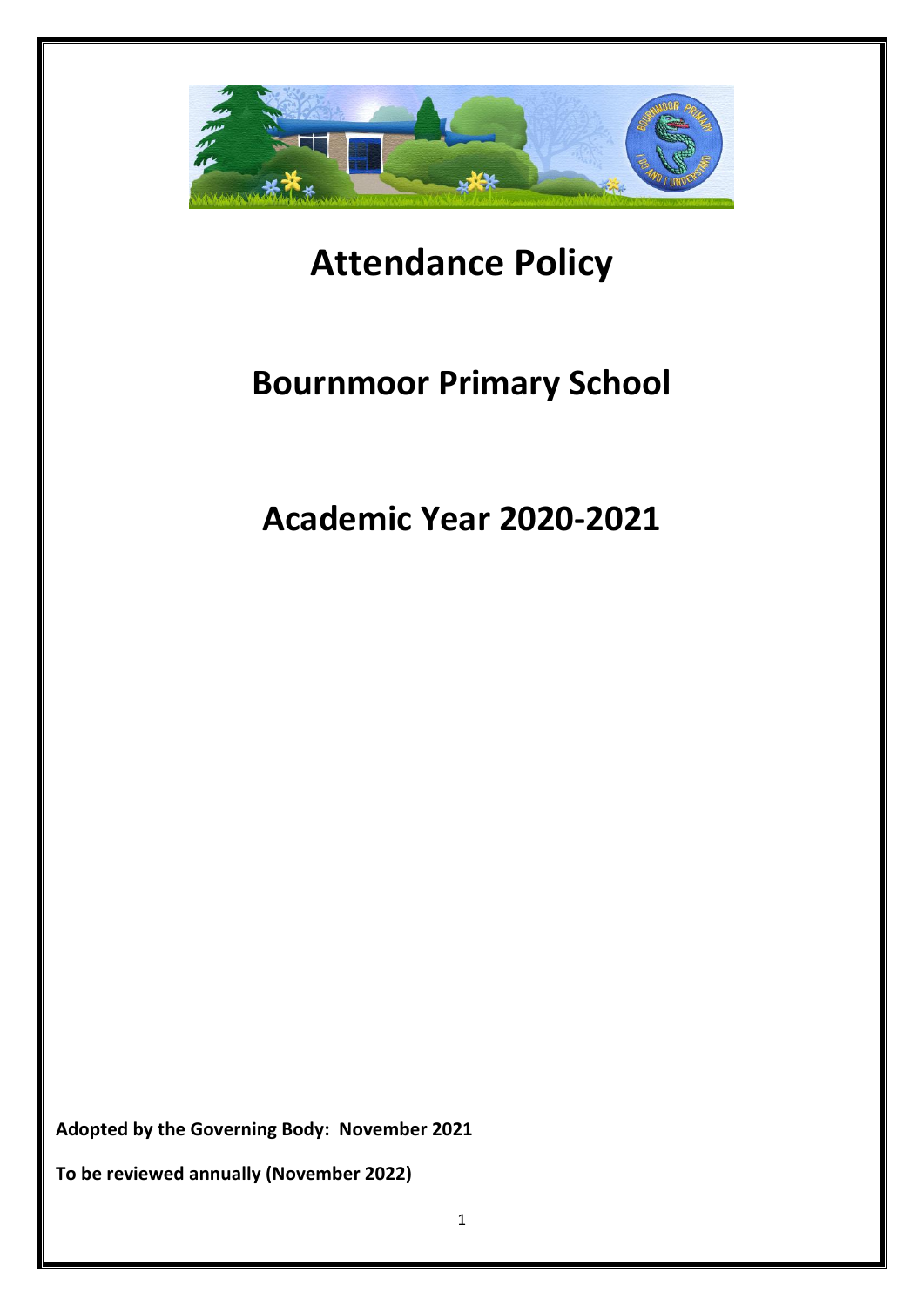# Attendance Policy

## Bournmoor Primary School

## Academic Year 2020-2021

**Adopted by the Governing Body: November 2021**

**To be reviewed annually (November 2022)**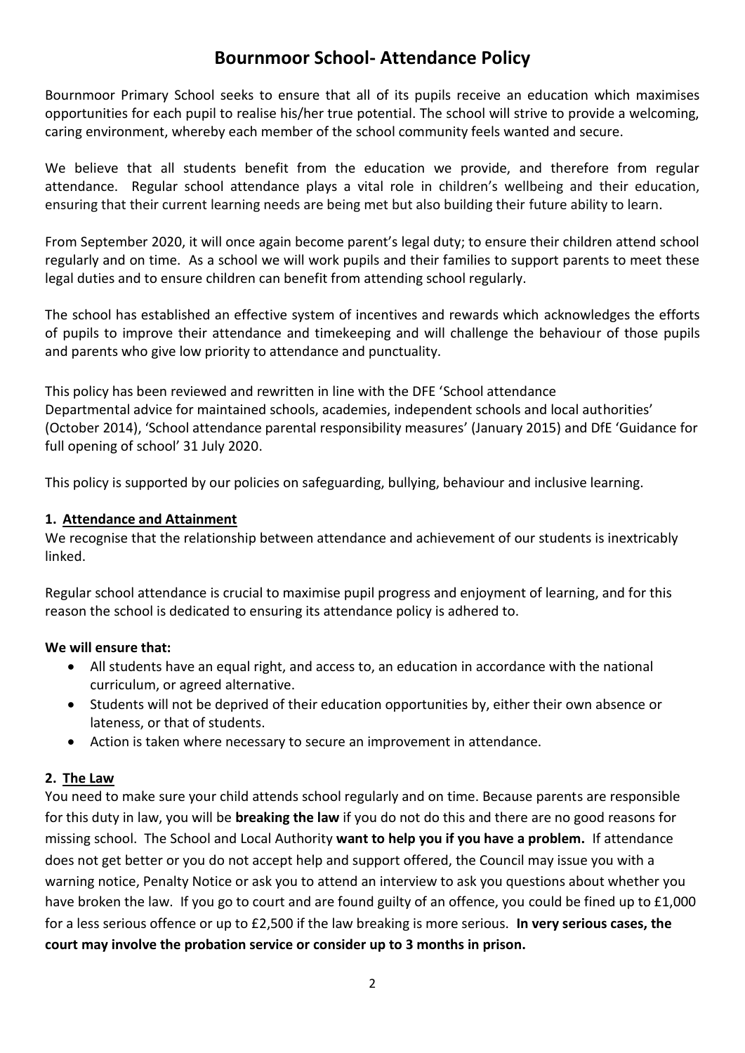# Bournmoor School- Attendance Policy

Bournmoor Primary School seeks to ensure that all of its pupils receive an education which maximises opportunities for each pupil to realise his/her true potential. The school will strive to provide a welcoming, caring environment, whereby each member of the school community feels wanted and secure.

We believe that all students benefit from the education we provide, and therefore from regular attendance. Regular school attendance plays a vital role in children's wellbeing and their education, ensuring that their current learning needs are being met but also building their future ability to learn.

From September 2020, it will once again become parent's legal duty; to ensure their children attend school regularly and on time. As a school we will work pupils and their families to support parents to meet these legal duties and to ensure children can benefit from attending school regularly.

The school has established an effective system of incentives and rewards which acknowledges the efforts of pupils to improve their attendance and timekeeping and will challenge the behaviour of those pupils and parents who give low priority to attendance and punctuality.

This policy has been reviewed and rewritten in line with the DFE 'School attendance Departmental advice for maintained schools, academies, independent schools and local authorities' (October 2014), 'School attendance parental responsibility measures' (January 2015) and DfE 'Guidance for full opening of school' 31 July 2020.

This policy is supported by our policies on safeguarding, bullying, behaviour and inclusive learning.

## 1. Attendance and Attainment

We recognise that the relationship between attendance and achievement of our students is inextricably linked.

Regular school attendance is crucial to maximise pupil progress and enjoyment of learning, and for this reason the school is dedicated to ensuring its attendance policy is adhered to.

**We will ensure that:**

- All students have an equal right, and access to, an education in accordance with the national curriculum, or agreed alternative.
- Students will not be deprived of their education opportunities by, either their own absence or lateness, or that of students.
- Action is taken where necessary to secure an improvement in attendance.

## 2. The Law

You need to make sure your child attends school regularly and on time. Because parents are responsible for this duty in law, you will be **breaking the law** if you do not do this and there are no good reasons for missing school. The School and Local Authority **want to help you if you have a problem.** If attendance does not get better or you do not accept help and support offered, the Council may issue you with a warning notice, Penalty Notice or ask you to attend an interview to ask you questions about whether you have broken the law. If you go to court and are found guilty of an offence, you could be fined up to £1,000 for a less serious offence or up to £2,500 if the law breaking is more serious. **In very serious cases, the court may involve the probation service or consider up to 3 months in prison.**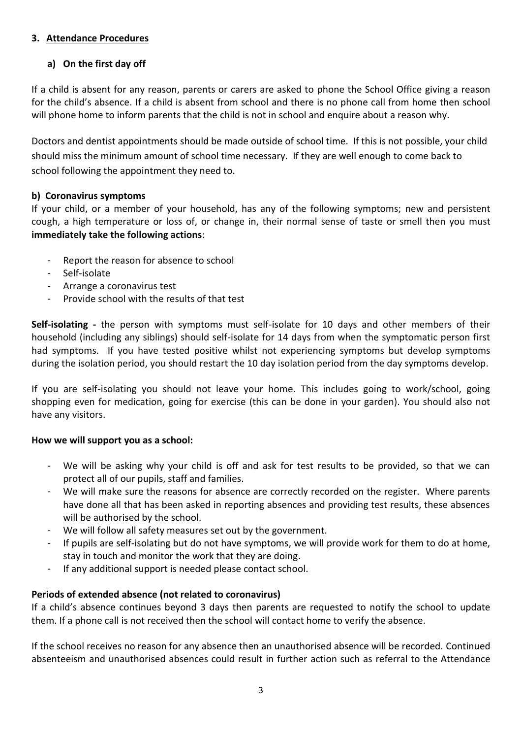## 3. Attendance Procedures

### a) On the first day off

If a child is absent for any reason, parents or carers are asked to phone the School Office giving a reason for the child's absence. If a child is absent from school and there is no phone call from home then school will phone home to inform parents that the child is not in school and enquire about a reason why.

Doctors and dentist appointments should be made outside of school time. If this is not possible, your child should miss the minimum amount of school time necessary. If they are well enough to come back to school following the appointment they need to.

### b) Coronavirus symptoms

If your child, or a member of your household, has any of the following symptoms; new and persistent cough, a high temperature or loss of, or change in, their normal sense of taste or smell then you must **immediately take the following actions**:

- Report the reason for absence to school
- Self-isolate
- Arrange a coronavirus test
- Provide school with the results of that test

**Self-isolating -** the person with symptoms must self-isolate for 10 days and other members of their household (including any siblings) should self-isolate for 14 days from when the symptomatic person first had symptoms. If you have tested positive whilst not experiencing symptoms but develop symptoms during the isolation period, you should restart the 10 day isolation period from the day symptoms develop.

If you are self-isolating you should not leave your home. This includes going to work/school, going shopping even for medication, going for exercise (this can be done in your garden). You should also not have any visitors.

**How we will support you as a school:**

- We will be asking why your child is off and ask for test results to be provided, so that we can protect all of our pupils, staff and families.
- We will make sure the reasons for absence are correctly recorded on the register. Where parents have done all that has been asked in reporting absences and providing test results, these absences will be authorised by the school.
- We will follow all safety measures set out by the government.
- If pupils are self-isolating but do not have symptoms, we will provide work for them to do at home, stay in touch and monitor the work that they are doing.
- If any additional support is needed please contact school.

**Periods of extended absence (not related to coronavirus)**

If a child's absence continues beyond 3 days then parents are requested to notify the school to update them. If a phone call is not received then the school will contact home to verify the absence.

If the school receives no reason for any absence then an unauthorised absence will be recorded. Continued absenteeism and unauthorised absences could result in further action such as referral to the Attendance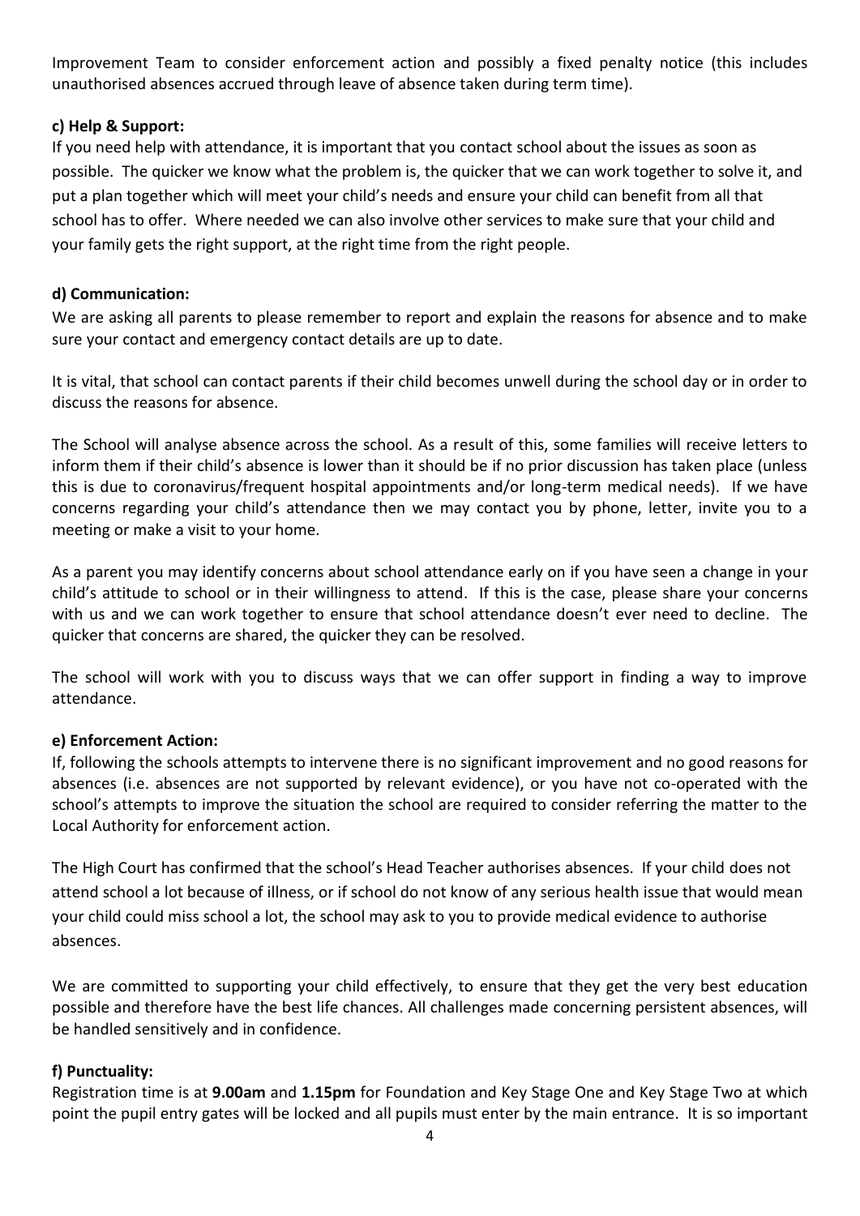Improvement Team to consider enforcement action and possibly a fixed penalty notice (this includes unauthorised absences accrued through leave of absence taken during term time).

**c) Help & Support:**

If you need help with attendance, it is important that you contact school about the issues as soon as possible. The quicker we know what the problem is, the quicker that we can work together to solve it, and put a plan together which will meet your child's needs and ensure your child can benefit from all that school has to offer. Where needed we can also involve other services to make sure that your child and your family gets the right support, at the right time from the right people.

**d) Communication:**

We are asking all parents to please remember to report and explain the reasons for absence and to make sure your contact and emergency contact details are up to date.

It is vital, that school can contact parents if their child becomes unwell during the school day or in order to discuss the reasons for absence.

The School will analyse absence across the school. As a result of this, some families will receive letters to inform them if their child's absence is lower than it should be if no prior discussion has taken place (unless this is due to coronavirus/frequent hospital appointments and/or long-term medical needs). If we have concerns regarding your child's attendance then we may contact you by phone, letter, invite you to a meeting or make a visit to your home.

As a parent you may identify concerns about school attendance early on if you have seen a change in your child's attitude to school or in their willingness to attend. If this is the case, please share your concerns with us and we can work together to ensure that school attendance doesn't ever need to decline. The quicker that concerns are shared, the quicker they can be resolved.

The school will work with you to discuss ways that we can offer support in finding a way to improve attendance.

**e) Enforcement Action:**

If, following the schools attempts to intervene there is no significant improvement and no good reasons for absences (i.e. absences are not supported by relevant evidence), or you have not co-operated with the school's attempts to improve the situation the school are required to consider referring the matter to the Local Authority for enforcement action.

The High Court has confirmed that the school's Head Teacher authorises absences. If your child does not attend school a lot because of illness, or if school do not know of any serious health issue that would mean your child could miss school a lot, the school may ask to you to provide medical evidence to authorise absences.

We are committed to supporting your child effectively, to ensure that they get the very best education possible and therefore have the best life chances. All challenges made concerning persistent absences, will be handled sensitively and in confidence.

**f) Punctuality:**

Registration time is at **9.00am** and **1.15pm** for Foundation and Key Stage One and Key Stage Two at which point the pupil entry gates will be locked and all pupils must enter by the main entrance. It is so important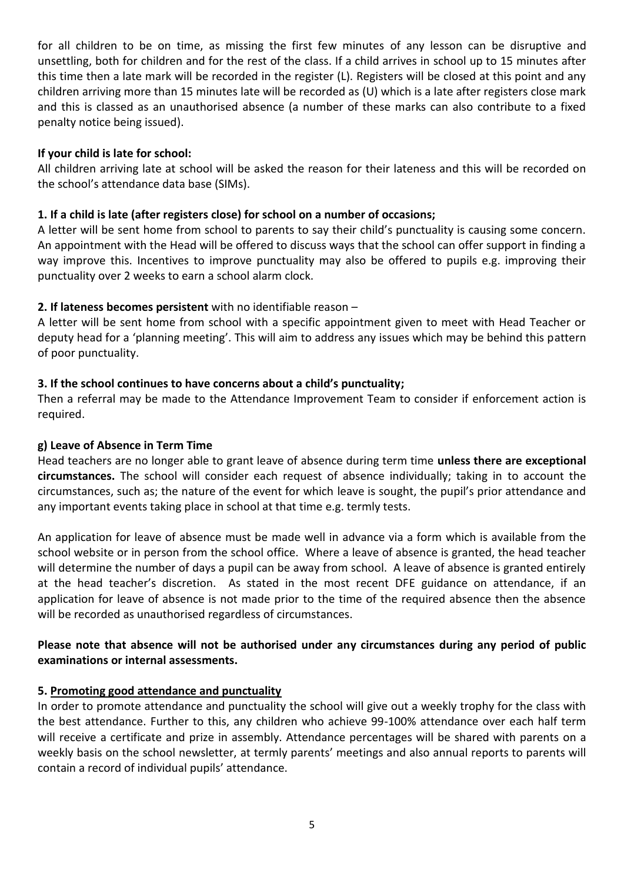for all children to be on time, as missing the first few minutes of any lesson can be disruptive and unsettling, both for children and for the rest of the class. If a child arrives in school up to 15 minutes after this time then a late mark will be recorded in the register (L). Registers will be closed at this point and any children arriving more than 15 minutes late will be recorded as (U) which is a late after registers close mark and this is classed as an unauthorised absence (a number of these marks can also contribute to a fixed penalty notice being issued).

**If your child is late for school:**

All children arriving late at school will be asked the reason for their lateness and this will be recorded on the school's attendance data base (SIMs).

**1. If a child is late (after registers close) for school on a number of occasions;**

A letter will be sent home from school to parents to say their child's punctuality is causing some concern. An appointment with the Head will be offered to discuss ways that the school can offer support in finding a way improve this. Incentives to improve punctuality may also be offered to pupils e.g. improving their punctuality over 2 weeks to earn a school alarm clock.

**2. If lateness becomes persistent** with no identifiable reason –

A letter will be sent home from school with a specific appointment given to meet with Head Teacher or deputy head for a 'planning meeting'. This will aim to address any issues which may be behind this pattern of poor punctuality.

**3. If the school continues to have concerns about a child's punctuality;**

Then a referral may be made to the Attendance Improvement Team to consider if enforcement action is required.

**g) Leave of Absence in Term Time**

Head teachers are no longer able to grant leave of absence during term time **unless there are exceptional circumstances.** The school will consider each request of absence individually; taking in to account the circumstances, such as; the nature of the event for which leave is sought, the pupil's prior attendance and any important events taking place in school at that time e.g. termly tests.

An application for leave of absence must be made well in advance via a form which is available from the school website or in person from the school office. Where a leave of absence is granted, the head teacher will determine the number of days a pupil can be away from school. A leave of absence is granted entirely at the head teacher's discretion. As stated in the most recent DFE guidance on attendance, if an application for leave of absence is not made prior to the time of the required absence then the absence will be recorded as unauthorised regardless of circumstances.

**Please note that absence will not be authorised under any circumstances during any period of public examinations or internal assessments.**

**5. Promoting good attendance and punctuality**

In order to promote attendance and punctuality the school will give out a weekly trophy for the class with the best attendance. Further to this, any children who achieve 99-100% attendance over each half term will receive a certificate and prize in assembly. Attendance percentages will be shared with parents on a weekly basis on the school newsletter, at termly parents' meetings and also annual reports to parents will contain a record of individual pupils' attendance.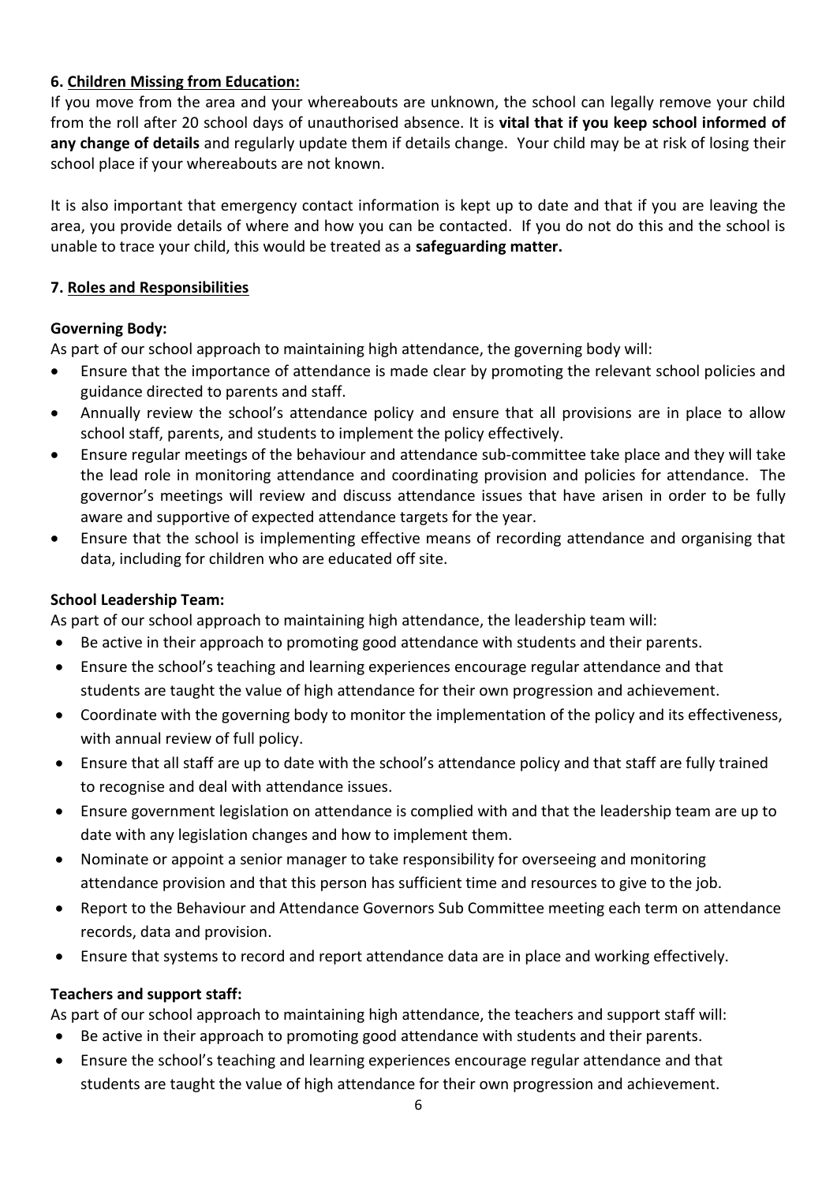### 6. Children Missing from Education:

If you move from the area and your whereabouts are unknown, the school can legally remove your child from the roll after 20 school days of unauthorised absence. It is **vital that if you keep school informed of any change of details** and regularly update them if details change. Your child may be at risk of losing their school place if your whereabouts are not known.

It is also important that emergency contact information is kept up to date and that if you are leaving the area, you provide details of where and how you can be contacted. If you do not do this and the school is unable to trace your child, this would be treated as a **safeguarding matter.**

### 7. Roles and Responsibilities

**Governing Body:**

As part of our school approach to maintaining high attendance, the governing body will:

- Ensure that the importance of attendance is made clear by promoting the relevant school policies and guidance directed to parents and staff.
- Annually review the school's attendance policy and ensure that all provisions are in place to allow school staff, parents, and students to implement the policy effectively.
- Ensure regular meetings of the behaviour and attendance sub-committee take place and they will take the lead role in monitoring attendance and coordinating provision and policies for attendance. The governor's meetings will review and discuss attendance issues that have arisen in order to be fully aware and supportive of expected attendance targets for the year.
- Ensure that the school is implementing effective means of recording attendance and organising that data, including for children who are educated off site.

**School Leadership Team:**

As part of our school approach to maintaining high attendance, the leadership team will:

- Be active in their approach to promoting good attendance with students and their parents.
- Ensure the school's teaching and learning experiences encourage regular attendance and that students are taught the value of high attendance for their own progression and achievement.
- Coordinate with the governing body to monitor the implementation of the policy and its effectiveness, with annual review of full policy.
- Ensure that all staff are up to date with the school's attendance policy and that staff are fully trained to recognise and deal with attendance issues.
- Ensure government legislation on attendance is complied with and that the leadership team are up to date with any legislation changes and how to implement them.
- Nominate or appoint a senior manager to take responsibility for overseeing and monitoring attendance provision and that this person has sufficient time and resources to give to the job.
- Report to the Behaviour and Attendance Governors Sub Committee meeting each term on attendance records, data and provision.
- Ensure that systems to record and report attendance data are in place and working effectively.

**Teachers and support staff:**

As part of our school approach to maintaining high attendance, the teachers and support staff will:

- Be active in their approach to promoting good attendance with students and their parents.
- Ensure the school's teaching and learning experiences encourage regular attendance and that students are taught the value of high attendance for their own progression and achievement.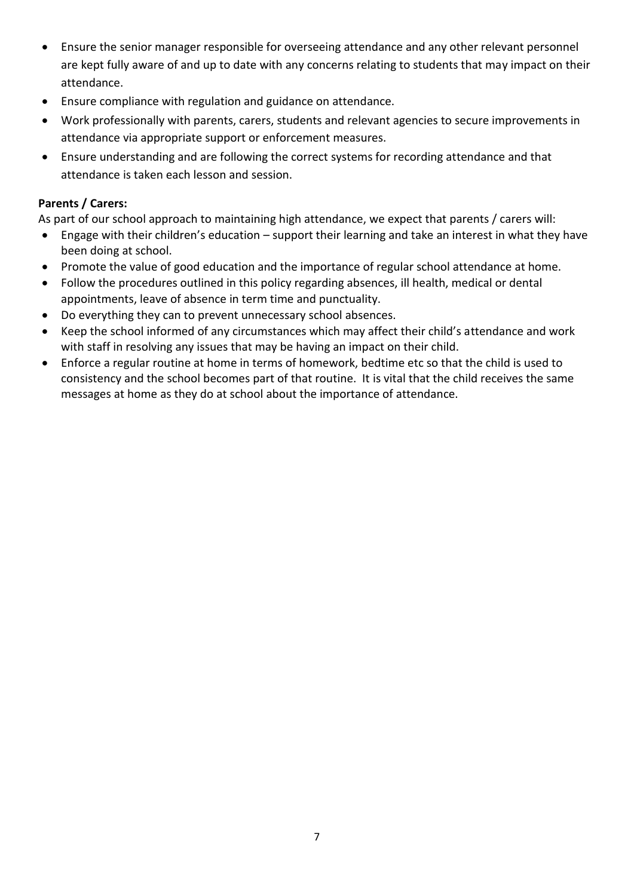- Ensure the senior manager responsible for overseeing attendance and any other relevant personnel are kept fully aware of and up to date with any concerns relating to students that may impact on their attendance.
- Ensure compliance with regulation and guidance on attendance.
- Work professionally with parents, carers, students and relevant agencies to secure improvements in attendance via appropriate support or enforcement measures.
- Ensure understanding and are following the correct systems for recording attendance and that attendance is taken each lesson and session.

**Parents / Carers:**

As part of our school approach to maintaining high attendance, we expect that parents / carers will:

- Engage with their children's education – support their learning and take an interest in what they have been doing at school.
- Promote the value of good education and the importance of regular school attendance at home.
- Follow the procedures outlined in this policy regarding absences, ill health, medical or dental appointments, leave of absence in term time and punctuality.
- Do everything they can to prevent unnecessary school absences.
- Keep the school informed of any circumstances which may affect their child's attendance and work with staff in resolving any issues that may be having an impact on their child.
- Enforce a regular routine at home in terms of homework, bedtime etc so that the child is used to consistency and the school becomes part of that routine. It is vital that the child receives the same messages at home as they do at school about the importance of attendance.